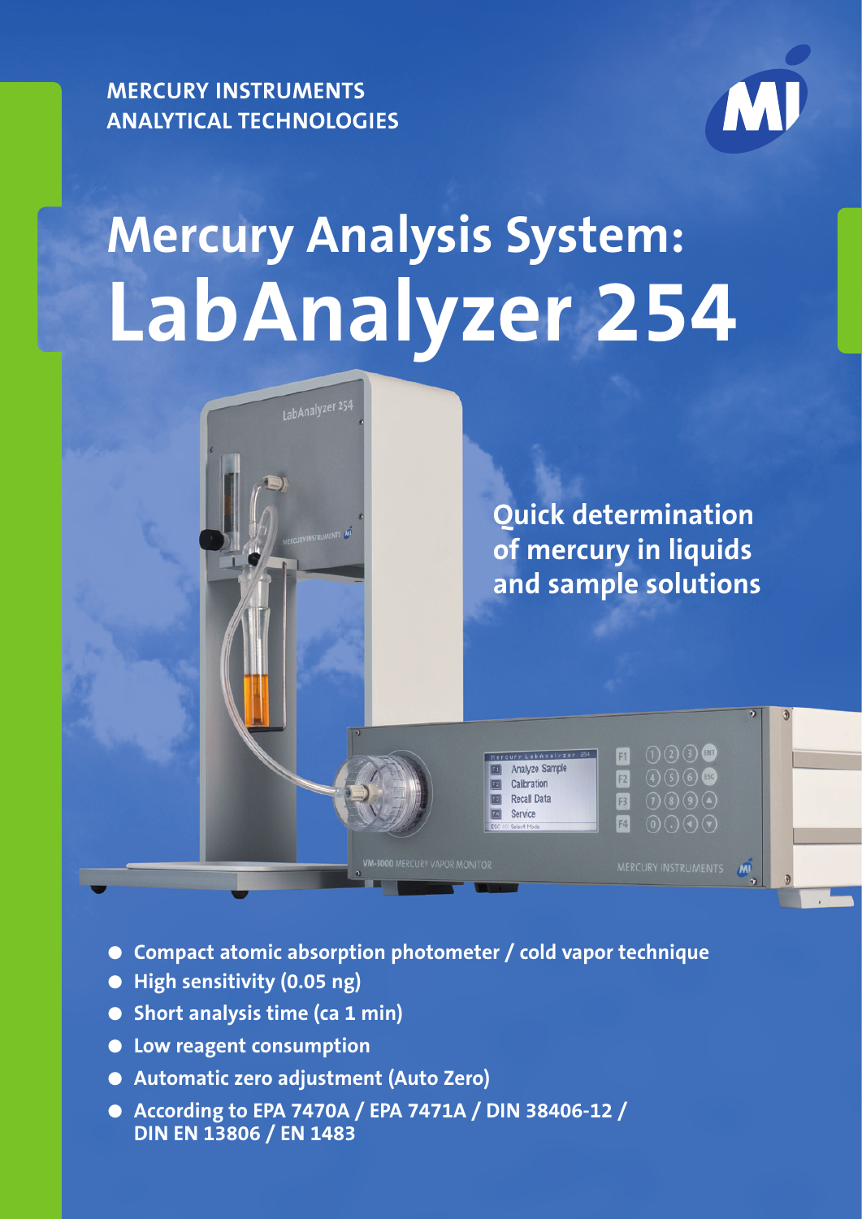MERCURY INSTRUMENTS
ANALYTICAL TECHNOLOGIES

# Mercury Analysis System: LabAnalyzer 254

## Quick determination of mercury in liquids and sample solutions

- Compact atomic absorption photometer / cold vapor technique
- High sensitivity (0.05 ng)
- Short analysis time (ca 1 min)
- Low reagent consumption
- Automatic zero adjustment (Auto Zero)
- According to EPA 7470A / EPA 7471A / DIN 38406-12 / DIN EN 13806 / EN 1483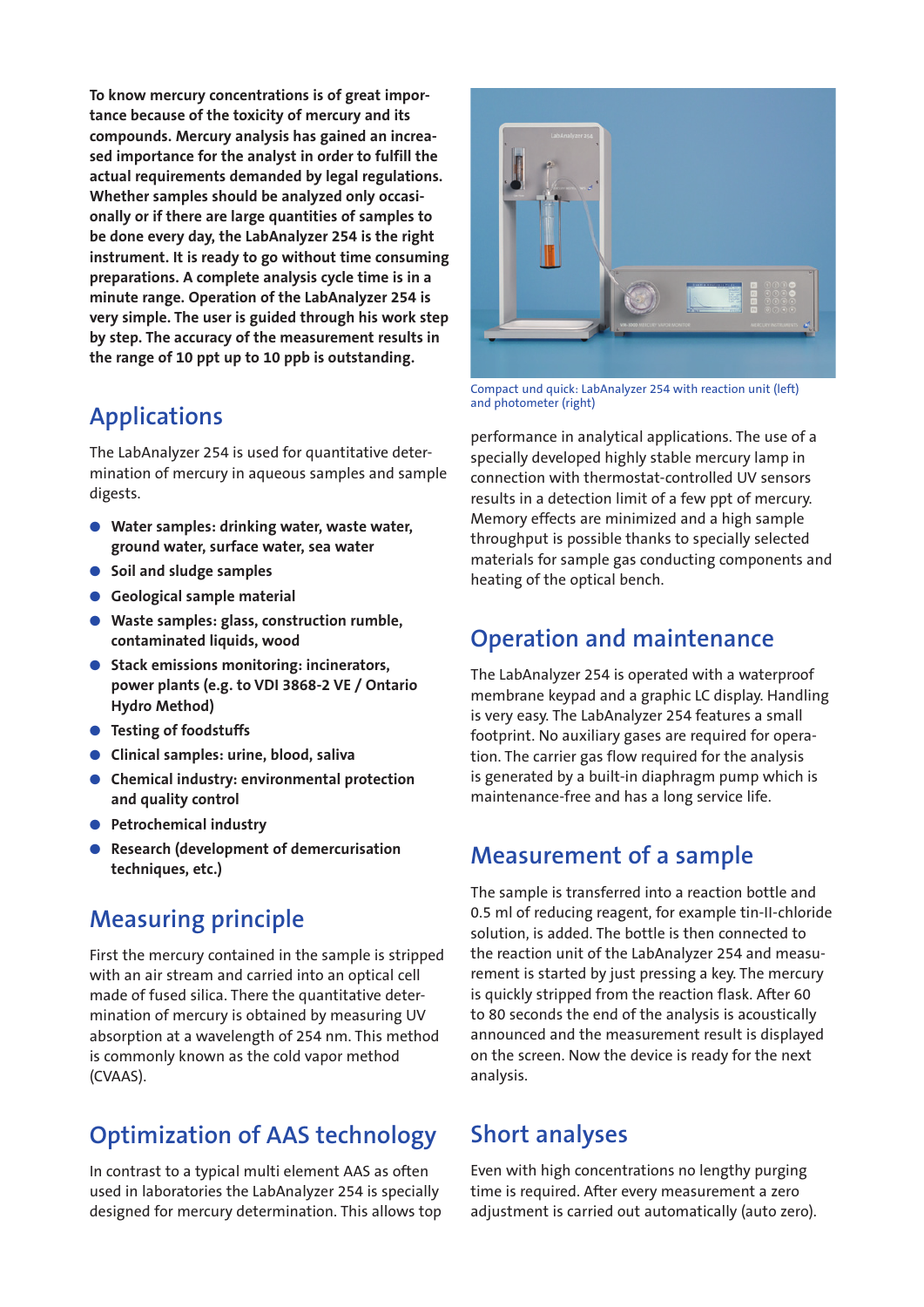**To know mercury concentrations is of great importance because of the toxicity of mercury and its compounds. Mercury analysis has gained an increased importance for the analyst in order to fulfill the actual requirements demanded by legal regulations. Whether samples should be analyzed only occasionally or if there are large quantities of samples to be done every day, the LabAnalyzer 254 is the right instrument. It is ready to go without time consuming preparations. A complete analysis cycle time is in a minute range. Operation of the LabAnalyzer 254 is very simple. The user is guided through his work step by step. The accuracy of the measurement results in the range of 10 ppt up to 10 ppb is outstanding.**

## Applications

The LabAnalyzer 254 is used for quantitative determination of mercury in aqueous samples and sample digests.

- **Water samples: drinking water, waste water, ground water, surface water, sea water**
- **Soil and sludge samples**
- **Geological sample material**
- **Waste samples: glass, construction rumble, contaminated liquids, wood**
- **Stack emissions monitoring: incinerators, power plants (e.g. to VDI 3868-2 VE / Ontario Hydro Method)**
- **Testing of foodstuffs**
- **Clinical samples: urine, blood, saliva**
- **Chemical industry: environmental protection and quality control**
- **Petrochemical industry**
- **Research (development of demercurisation techniques, etc.)**

## Measuring principle

First the mercury contained in the sample is stripped with an air stream and carried into an optical cell made of fused silica. There the quantitative determination of mercury is obtained by measuring UV absorption at a wavelength of 254 nm. This method is commonly known as the cold vapor method (CVAAS).

## Optimization of AAS technology

In contrast to a typical multi element AAS as often used in laboratories the LabAnalyzer 254 is specially designed for mercury determination. This allows top performance in analytical applications. The use of a specially developed highly stable mercury lamp in connection with thermostat-controlled UV sensors results in a detection limit of a few ppt of mercury. Memory effects are minimized and a high sample throughput is possible thanks to specially selected materials for sample gas conducting components and heating of the optical bench.

Compact und quick: LabAnalyzer 254 with reaction unit (left) and photometer (right)

## Operation and maintenance

The LabAnalyzer 254 is operated with a waterproof membrane keypad and a graphic LC display. Handling is very easy. The LabAnalyzer 254 features a small footprint. No auxiliary gases are required for operation. The carrier gas flow required for the analysis is generated by a built-in diaphragm pump which is maintenance-free and has a long service life.

## Measurement of a sample

The sample is transferred into a reaction bottle and 0.5 ml of reducing reagent, for example tin-II-chloride solution, is added. The bottle is then connected to the reaction unit of the LabAnalyzer 254 and measurement is started by just pressing a key. The mercury is quickly stripped from the reaction flask. After 60 to 80 seconds the end of the analysis is acoustically announced and the measurement result is displayed on the screen. Now the device is ready for the next analysis.

## Short analyses

Even with high concentrations no lengthy purging time is required. After every measurement a zero adjustment is carried out automatically (auto zero).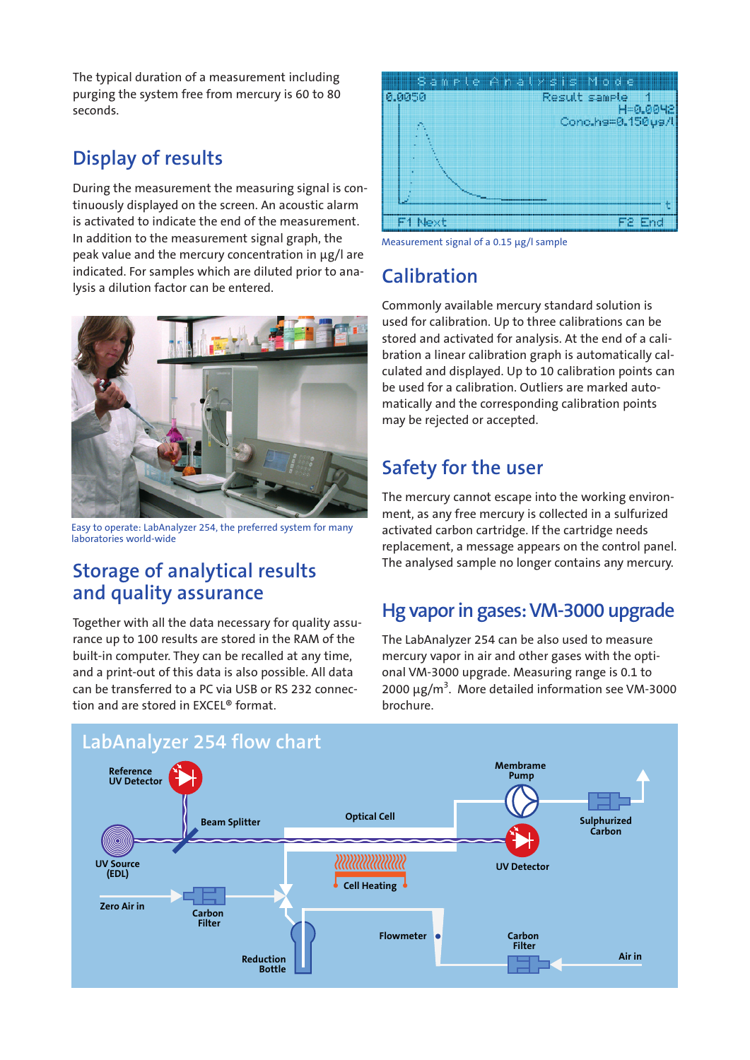The typical duration of a measurement including purging the system free from mercury is 60 to 80 seconds.

## Display of results

During the measurement the measuring signal is continuously displayed on the screen. An acoustic alarm is activated to indicate the end of the measurement. In addition to the measurement signal graph, the peak value and the mercury concentration in µg/l are indicated. For samples which are diluted prior to analysis a dilution factor can be entered.

Easy to operate: LabAnalyzer 254, the preferred system for many laboratories world-wide

## Storage of analytical results and quality assurance

Together with all the data necessary for quality assurance up to 100 results are stored in the RAM of the built-in computer. They can be recalled at any time, and a print-out of this data is also possible. All data can be transferred to a PC via USB or RS 232 connection and are stored in EXCEL® format.

Measurement signal of a 0.15 µg/l sample

## Calibration

Commonly available mercury standard solution is used for calibration. Up to three calibrations can be stored and activated for analysis. At the end of a calibration a linear calibration graph is automatically calculated and displayed. Up to 10 calibration points can be used for a calibration. Outliers are marked automatically and the corresponding calibration points may be rejected or accepted.

## Safety for the user

The mercury cannot escape into the working environment, as any free mercury is collected in a sulfurized activated carbon cartridge. If the cartridge needs replacement, a message appears on the control panel. The analysed sample no longer contains any mercury.

## Hg vapor in gases: VM-3000 upgrade

The LabAnalyzer 254 can be also used to measure mercury vapor in air and other gases with the optional VM-3000 upgrade. Measuring range is 0.1 to 2000 µg/m$^3$. More detailed information see VM-3000 brochure.

## LabAnalyzer 254 flow chart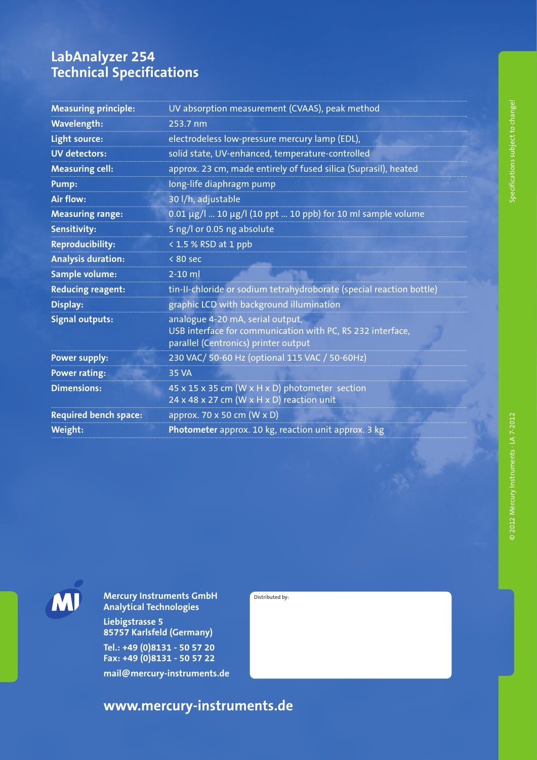# LabAnalyzer 254
# Technical Specifications

| | |
|---|---|
| **Measuring principle:** | UV absorption measurement (CVAAS), peak method |
| **Wavelength:** | 253.7 nm |
| **Light source:** | electrodeless low-pressure mercury lamp (EDL), |
| **UV detectors:** | solid state, UV-enhanced, temperature-controlled |
| **Measuring cell:** | approx. 23 cm, made entirely of fused silica (Suprasil), heated |
| **Pump:** | long-life diaphragm pump |
| **Air flow:** | 30 l/h, adjustable |
| **Measuring range:** | 0.01 µg/l ... 10 µg/l (10 ppt ... 10 ppb) for 10 ml sample volume |
| **Sensitivity:** | 5 ng/l or 0.05 ng absolute |
| **Reproducibility:** | < 1.5 % RSD at 1 ppb |
| **Analysis duration:** | < 80 sec |
| **Sample volume:** | 2-10 ml |
| **Reducing reagent:** | tin-II-chloride or sodium tetrahydroborate (special reaction bottle) |
| **Display:** | graphic LCD with background illumination |
| **Signal outputs:** | analogue 4-20 mA, serial output, USB interface for communication with PC, RS 232 interface, parallel (Centronics) printer output |
| **Power supply:** | 230 VAC/ 50-60 Hz (optional 115 VAC / 50-60Hz) |
| **Power rating:** | 35 VA |
| **Dimensions:** | 45 x 15 x 35 cm (W x H x D) photometer section<br>24 x 48 x 27 cm (W x H x D) reaction unit |
| **Required bench space:** | approx. 70 x 50 cm (W x D) |
| **Weight:** | **Photometer** approx. 10 kg, reaction unit approx. 3 kg |

Specifications subject to change!

**Mercury Instruments GmbH**
**Analytical Technologies**

**Liebigstrasse 5**
**85757 Karlsfeld (Germany)**

**Tel.: +49 (0)8131 - 50 57 20**
**Fax: +49 (0)8131 - 50 57 22**

**mail@mercury-instruments.de**

Distributed by:

**www.mercury-instruments.de**

© 2012 Mercury Instruments · LA 7-2012